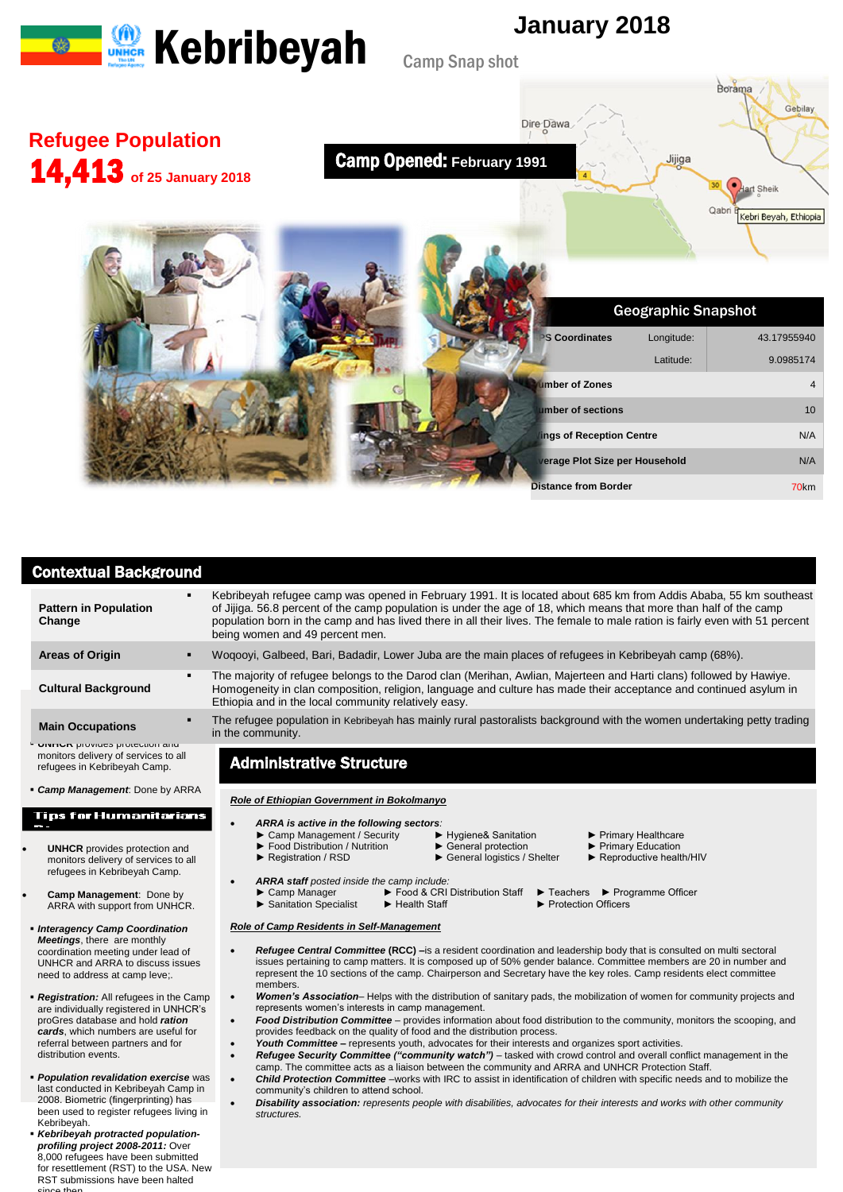# Kebribeyah

## Camp Snap shot

**January 2018**

## Refugee Population

**14,413** of 25 January 2018

**Camp Opened:** February 1991

### Geographic Snapshot

| | | |
|---|---|---|
| GPS Coordinates | Longitude: | 43.17955940 |
| | Latitude: | 9.0985174 |
| Number of Zones | | 4 |
| Number of sections | | 10 |
| Sittings of Reception Centre | | N/A |
| Average Plot Size per Household | | N/A |
| Distance from Border | | 70km |

## Contextual Background

| | |
|---|---|
| **Pattern in Population Change** | Kebribeyah refugee camp was opened in February 1991. It is located about 685 km from Addis Ababa, 55 km southeast of Jijiga. 56.8 percent of the camp population is under the age of 18, which means that more than half of the camp population born in the camp and has lived there in all their lives. The female to male ration is fairly even with 51 percent being women and 49 percent men. |
| **Areas of Origin** | Woqooyi, Galbeed, Bari, Badadir, Lower Juba are the main places of refugees in Kebribeyah camp (68%). |
| **Cultural Background** | The majority of refugee belongs to the Darod clan (Merihan, Awlian, Majerteen and Harti clans) followed by Hawiye. Homogeneity in clan composition, religion, language and culture has made their acceptance and continued asylum in Ethiopia and in the local community relatively easy. |
| **Main Occupations** | The refugee population in Kebribeyah has mainly rural pastoralists background with the women undertaking petty trading in the community. |

- UNHCR provides protection and monitors delivery of services to all refugees in Kebribeyah Camp.
- *Camp Management*: Done by ARRA

### Tips for Humanitarians

- **UNHCR** provides protection and monitors delivery of services to all refugees in Kebribeyah Camp.
- **Camp Management**: Done by ARRA with support from UNHCR.
- ***Interagency Camp Coordination Meetings***, there are monthly coordination meeting under lead of UNHCR and ARRA to discuss issues need to address at camp leve;.
- ***Registration:*** All refugees in the Camp are individually registered in UNHCR's proGres database and hold ***ration cards***, which numbers are useful for referral between partners and for distribution events.
- ***Population revalidation exercise*** was last conducted in Kebribeyah Camp in 2008. Biometric (fingerprinting) has been used to register refugees living in Kebribeyah.
- ***Kebribeyah protracted population-profiling project 2008-2011:*** Over 8,000 refugees have been submitted for resettlement (RST) to the USA. New RST submissions have been halted since then.

## Administrative Structure

***Role of Ethiopian Government in Bokolmanyo***

- ***ARRA is active in the following sectors***:
  - ► Camp Management / Security
  - ► Food Distribution / Nutrition
  - ► Registration / RSD
  - ► Hygiene& Sanitation
  - ► General protection
  - ► General logistics / Shelter
  - ► Primary Healthcare
  - ► Primary Education
  - ► Reproductive health/HIV
- ***ARRA staff*** *posted inside the camp include:*
  - ► Camp Manager
  - ► Sanitation Specialist
  - ► Food & CRI Distribution Staff
  - ► Health Staff
  - ► Teachers
  - ► Programme Officer
  - ► Protection Officers

***Role of Camp Residents in Self-Management***

- ***Refugee Central Committee*** **(RCC)** –is a resident coordination and leadership body that is consulted on multi sectoral issues pertaining to camp matters. It is composed up of 50% gender balance. Committee members are 20 in number and represent the 10 sections of the camp. Chairperson and Secretary have the key roles. Camp residents elect committee members.
- ***Women's Association***– Helps with the distribution of sanitary pads, the mobilization of women for community projects and represents women's interests in camp management.
- ***Food Distribution Committee*** – provides information about food distribution to the community, monitors the scooping, and provides feedback on the quality of food and the distribution process.
- ***Youth Committee –*** represents youth, advocates for their interests and organizes sport activities.
- ***Refugee Security Committee ("community watch")*** – tasked with crowd control and overall conflict management in the camp. The committee acts as a liaison between the community and ARRA and UNHCR Protection Staff.
- ***Child Protection Committee*** –works with IRC to assist in identification of children with specific needs and to mobilize the community's children to attend school.
- ***Disability association:*** *represents people with disabilities, advocates for their interests and works with other community structures.*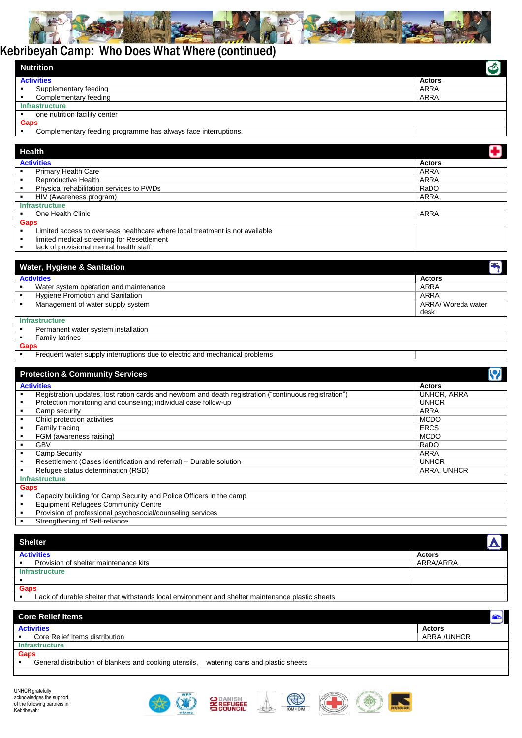# Kebribeyah Camp: Who Does What Where (continued)

## Nutrition

| Activities | Actors |
|---|---|
| ▪ Supplementary feeding | ARRA |
| ▪ Complementary feeding | ARRA |
| **Infrastructure** | |
| ▪ one nutrition facility center | |
| **Gaps** | |
| ▪ Complementary feeding programme has always face interruptions. | |

## Health

| Activities | Actors |
|---|---|
| ▪ Primary Health Care | ARRA |
| ▪ Reproductive Health | ARRA |
| ▪ Physical rehabilitation services to PWDs | RaDO |
| ▪ HIV (Awareness program) | ARRA, |
| **Infrastructure** | |
| ▪ One Health Clinic | ARRA |
| **Gaps** | |
| ▪ Limited access to overseas healthcare where local treatment is not available<br>▪ limited medical screening for Resettlement<br>▪ lack of provisional mental health staff | |

## Water, Hygiene & Sanitation

| Activities | Actors |
|---|---|
| ▪ Water system operation and maintenance | ARRA |
| ▪ Hygiene Promotion and Sanitation | ARRA |
| ▪ Management of water supply system | ARRA/ Woreda water desk |
| **Infrastructure** | |
| ▪ Permanent water system installation | |
| ▪ Family latrines | |
| **Gaps** | |
| ▪ Frequent water supply interruptions due to electric and mechanical problems | |

## Protection & Community Services

| Activities | Actors |
|---|---|
| ▪ Registration updates, lost ration cards and newborn and death registration ("continuous registration") | UNHCR, ARRA |
| ▪ Protection monitoring and counseling; individual case follow-up | UNHCR |
| ▪ Camp security | ARRA |
| ▪ Child protection activities | MCDO |
| ▪ Family tracing | ERCS |
| ▪ FGM (awareness raising) | MCDO |
| ▪ GBV | RaDO |
| ▪ Camp Security | ARRA |
| ▪ Resettlement (Cases identification and referral) – Durable solution | UNHCR |
| ▪ Refugee status determination (RSD) | ARRA, UNHCR |
| **Infrastructure** | |
| **Gaps** | |
| ▪ Capacity building for Camp Security and Police Officers in the camp | |
| ▪ Equipment Refugees Community Centre | |
| ▪ Provision of professional psychosocial/counseling services | |
| ▪ Strengthening of Self-reliance | |

## Shelter

| Activities | Actors |
|---|---|
| ▪ Provision of shelter maintenance kits | ARRA/ARRA |
| **Infrastructure** | |
| ▪ | |
| **Gaps** | |
| ▪ Lack of durable shelter that withstands local environment and shelter maintenance plastic sheets | |

## Core Relief Items

| Activities | Actors |
|---|---|
| ▪ Core Relief Items distribution | ARRA /UNHCR |
| **Infrastructure** | |
| **Gaps** | |
| ▪ General distribution of blankets and cooking utensils, watering cans and plastic sheets | |

UNHCR gratefully acknowledges the support of the following partners in Kebribeyah: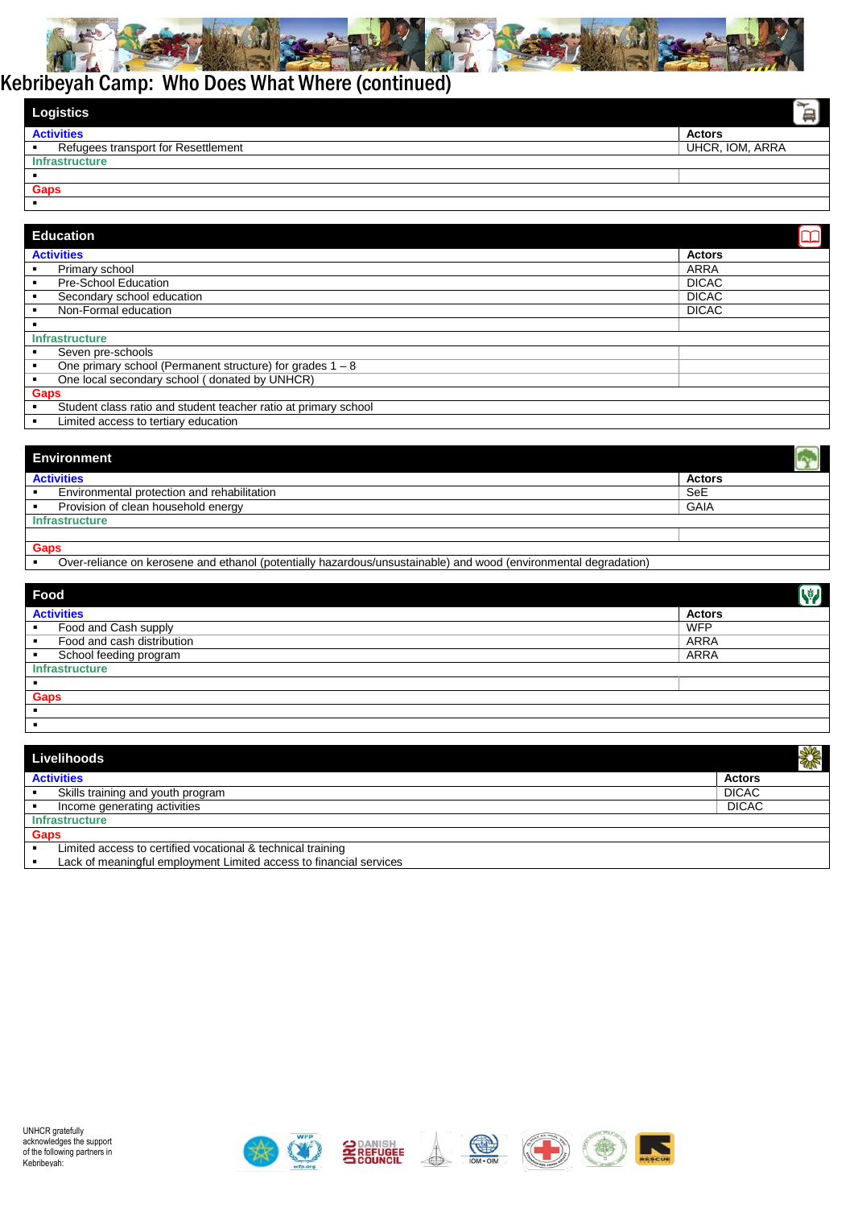# Kebribeyah Camp: Who Does What Where (continued)

## Logistics

| Activities | Actors |
|---|---|
| ▪ Refugees transport for Resettlement | UHCR, IOM, ARRA |
| **Infrastructure** | |
| ▪ | |
| **Gaps** | |
| ▪ | |

## Education

| Activities | Actors |
|---|---|
| ▪ Primary school | ARRA |
| ▪ Pre-School Education | DICAC |
| ▪ Secondary school education | DICAC |
| ▪ Non-Formal education | DICAC |
| ▪ | |
| **Infrastructure** | |
| ▪ Seven pre-schools | |
| ▪ One primary school (Permanent structure) for grades 1 – 8 | |
| ▪ One local secondary school ( donated by UNHCR) | |
| **Gaps** | |
| ▪ Student class ratio and student teacher ratio at primary school | |
| ▪ Limited access to tertiary education | |

## Environment

| Activities | Actors |
|---|---|
| ▪ Environmental protection and rehabilitation | SeE |
| ▪ Provision of clean household energy | GAIA |
| **Infrastructure** | |
| | |
| **Gaps** | |
| ▪ Over-reliance on kerosene and ethanol (potentially hazardous/unsustainable) and wood (environmental degradation) | |

## Food

| Activities | Actors |
|---|---|
| ▪ Food and Cash supply | WFP |
| ▪ Food and cash distribution | ARRA |
| ▪ School feeding program | ARRA |
| **Infrastructure** | |
| ▪ | |
| **Gaps** | |
| ▪ | |
| ▪ | |

## Livelihoods

| Activities | Actors |
|---|---|
| ▪ Skills training and youth program | DICAC |
| ▪ Income generating activities | DICAC |
| **Infrastructure** | |
| **Gaps** | |
| ▪ Limited access to certified vocational & technical training | |
| ▪ Lack of meaningful employment Limited access to financial services | |

UNHCR gratefully acknowledges the support of the following partners in Kebribeyah: